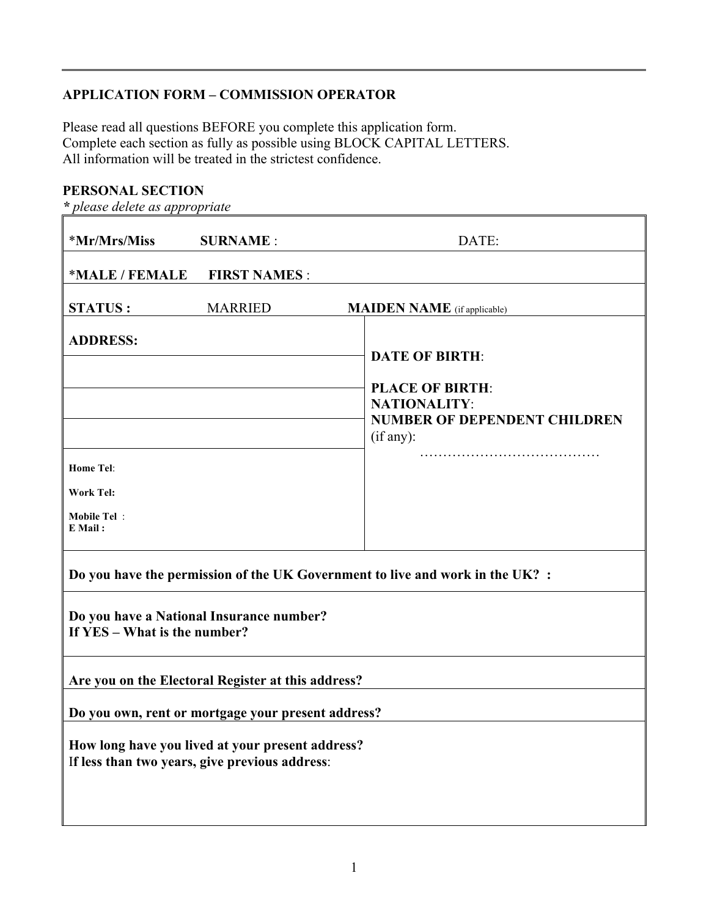## APPLICATION FORM – COMMISSION OPERATOR

Please read all questions BEFORE you complete this application form.
Complete each section as fully as possible using BLOCK CAPITAL LETTERS.
All information will be treated in the strictest confidence.

### PERSONAL SECTION

***** *please delete as appropriate*

| | |
|---|---|
| **\*Mr/Mrs/Miss** **SURNAME** : | DATE: |
| **\*MALE / FEMALE** **FIRST NAMES** : | |
| **STATUS :** MARRIED | **MAIDEN NAME** (if applicable) |
| **ADDRESS:** | **DATE OF BIRTH**: |
| | **PLACE OF BIRTH**: |
| | **NATIONALITY**: |
| | **NUMBER OF DEPENDENT CHILDREN** (if any): ………………………………… |
| **Home Tel**: | |
| **Work Tel:** | |
| **Mobile Tel** : | |
| **E Mail :** | |
| **Do you have the permission of the UK Government to live and work in the UK? :** | |
| **Do you have a National Insurance number?** **If YES – What is the number?** | |
| **Are you on the Electoral Register at this address?** | |
| **Do you own, rent or mortgage your present address?** | |
| **How long have you lived at your present address?** I**f less than two years, give previous address**: | |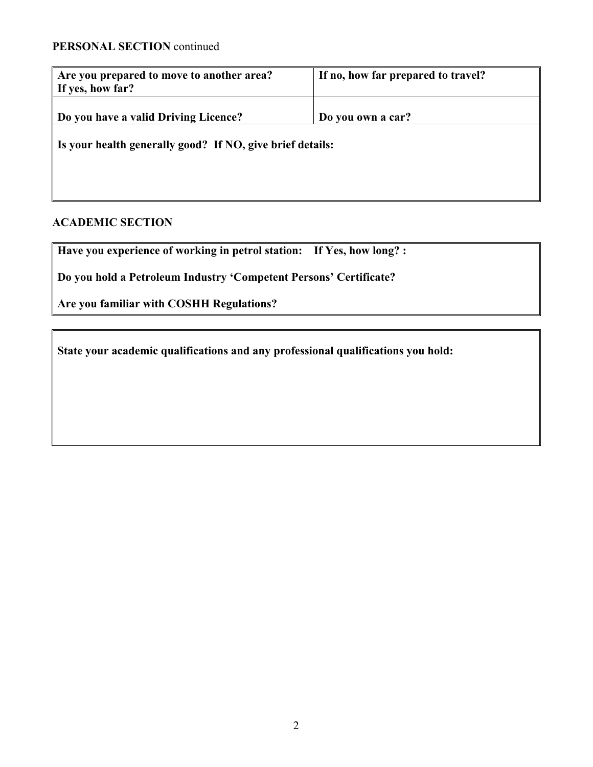**PERSONAL SECTION** continued

| | |
|---|---|
| **Are you prepared to move to another area? If yes, how far?** | **If no, how far prepared to travel?** |
| **Do you have a valid Driving Licence?** | **Do you own a car?** |
| **Is your health generally good? If NO, give brief details:** | |

**ACADEMIC SECTION**

**Have you experience of working in petrol station: If Yes, how long? :**

**Do you hold a Petroleum Industry 'Competent Persons' Certificate?**

**Are you familiar with COSHH Regulations?**

**State your academic qualifications and any professional qualifications you hold:**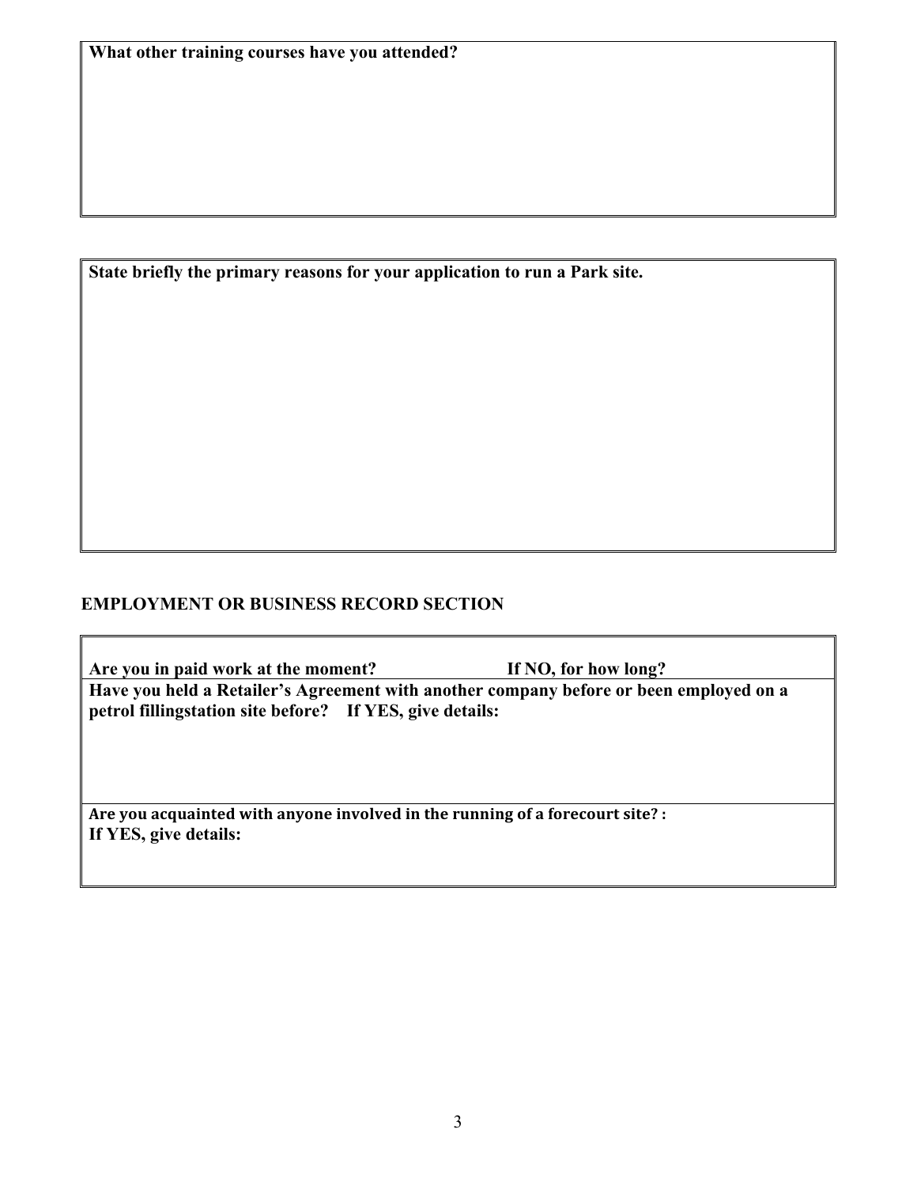**What other training courses have you attended?**

**State briefly the primary reasons for your application to run a Park site.**

## EMPLOYMENT OR BUSINESS RECORD SECTION

**Are you in paid work at the moment?** **If NO, for how long?**

**Have you held a Retailer's Agreement with another company before or been employed on a petrol fillingstation site before? If YES, give details:**

**Are you acquainted with anyone involved in the running of a forecourt site? :**
**If YES, give details:**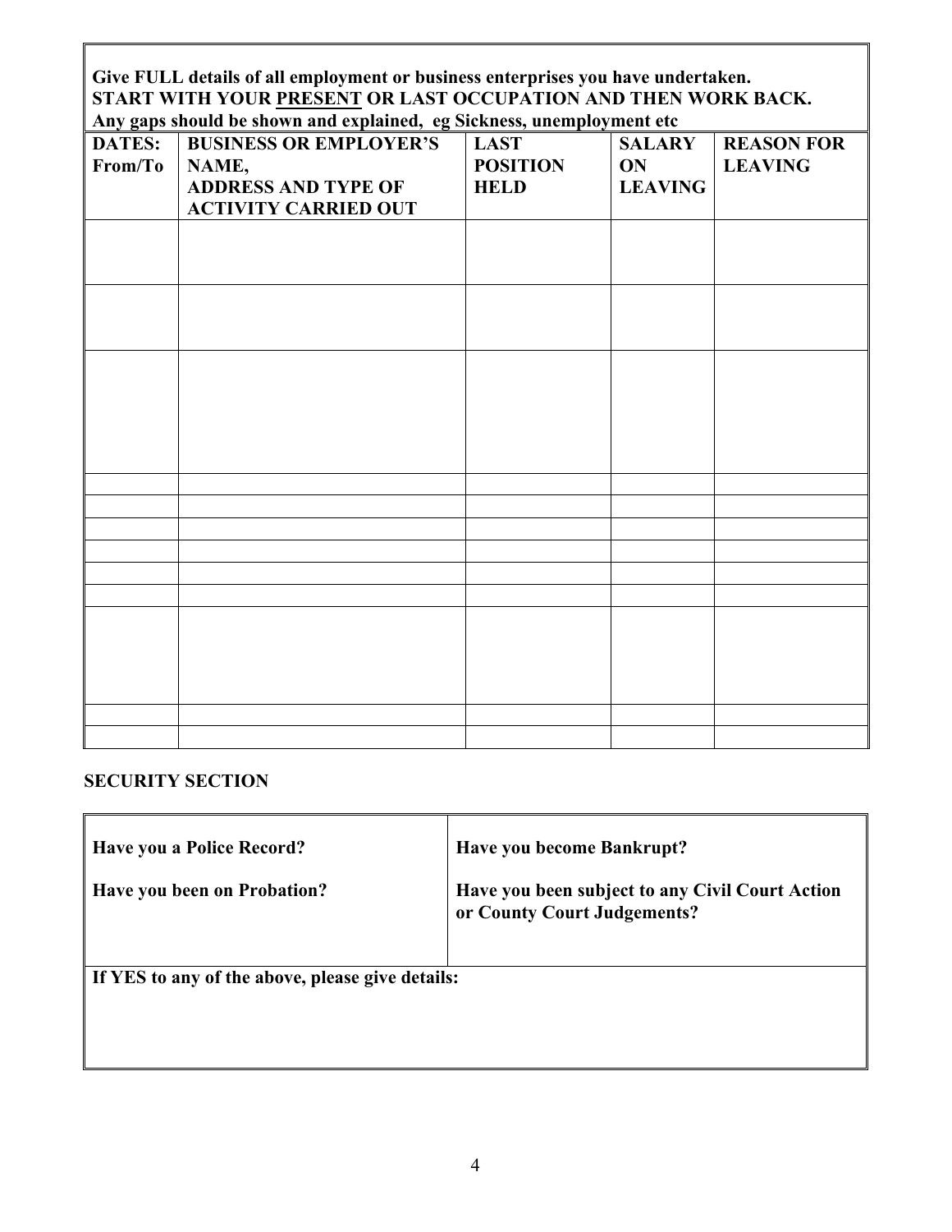**Give FULL details of all employment or business enterprises you have undertaken.**
**START WITH YOUR <u>PRESENT</u> OR LAST OCCUPATION AND THEN WORK BACK.**
**Any gaps should be shown and explained, eg Sickness, unemployment etc**

| DATES: From/To | BUSINESS OR EMPLOYER'S NAME, ADDRESS AND TYPE OF ACTIVITY CARRIED OUT | LAST POSITION HELD | SALARY ON LEAVING | REASON FOR LEAVING |
|---|---|---|---|---|
| | | | | |
| | | | | |
| | | | | |
| | | | | |
| | | | | |
| | | | | |
| | | | | |
| | | | | |
| | | | | |
| | | | | |
| | | | | |
| | | | | |

## SECURITY SECTION

| | |
|---|---|
| **Have you a Police Record?** | **Have you become Bankrupt?** |
| **Have you been on Probation?** | **Have you been subject to any Civil Court Action or County Court Judgements?** |
| **If YES to any of the above, please give details:** | |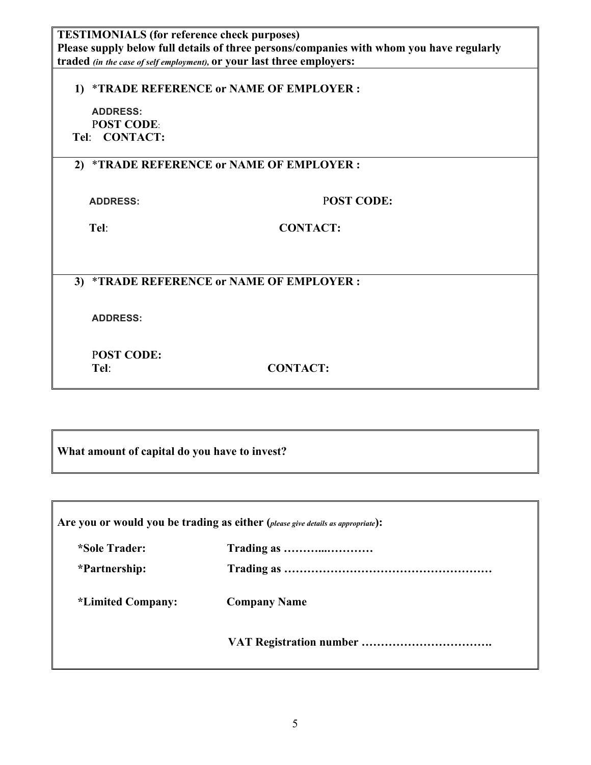**TESTIMONIALS (for reference check purposes)**
**Please supply below full details of three persons/companies with whom you have regularly traded** ***(in the case of self employment),*** **or your last three employers:**

1) ***TRADE REFERENCE or NAME OF EMPLOYER :**

**ADDRESS:**
**POST CODE**:
**Tel**: **CONTACT:**

2) ***TRADE REFERENCE or NAME OF EMPLOYER :**

**ADDRESS:** **POST CODE:**

**Tel**: **CONTACT:**

3) ***TRADE REFERENCE or NAME OF EMPLOYER :**

**ADDRESS:**

**POST CODE:**
**Tel**: **CONTACT:**

---

**What amount of capital do you have to invest?**

---

**Are you or would you be trading as either (*please give details as appropriate*):**

**\*Sole Trader:** **Trading as ………..…………**

**\*Partnership:** **Trading as ………………………………………………**

**\*Limited Company:** **Company Name**

**VAT Registration number …………………………….**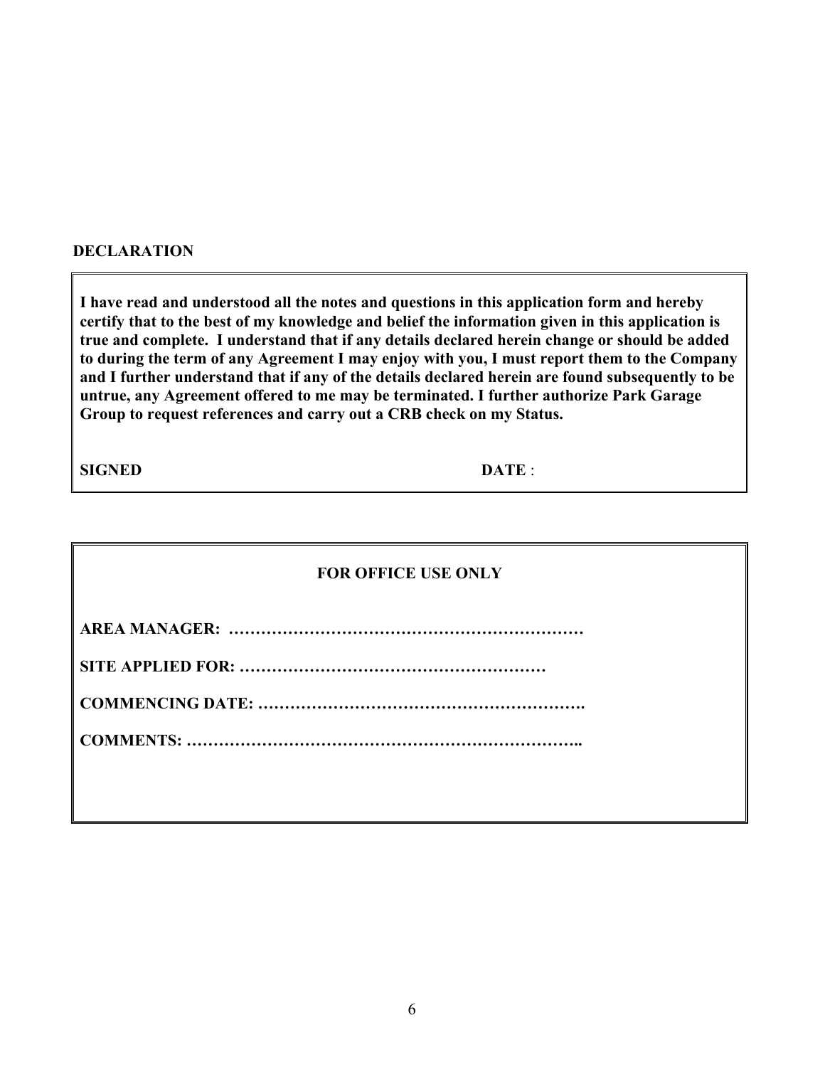**DECLARATION**

**I have read and understood all the notes and questions in this application form and hereby certify that to the best of my knowledge and belief the information given in this application is true and complete. I understand that if any details declared herein change or should be added to during the term of any Agreement I may enjoy with you, I must report them to the Company and I further understand that if any of the details declared herein are found subsequently to be untrue, any Agreement offered to me may be terminated. I further authorize Park Garage Group to request references and carry out a CRB check on my Status.**

**SIGNED** **DATE** :

**FOR OFFICE USE ONLY**

**AREA MANAGER: …………………………………………………………**

**SITE APPLIED FOR: …………………………………………………**

**COMMENCING DATE: …………………………………………………….**

**COMMENTS: ………………………………………………………………..**